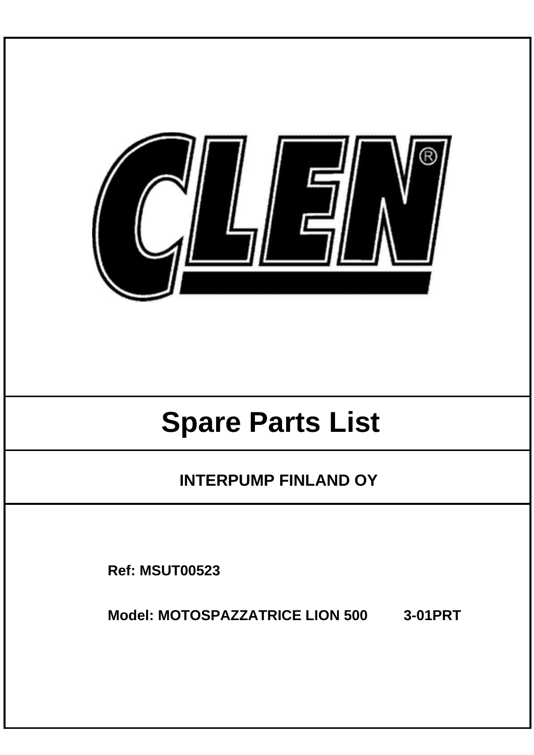CLEN®

# Spare Parts List

## INTERPUMP FINLAND OY

**Ref: MSUT00523**

**Model: MOTOSPAZZATRICE LION 500 3-01PRT**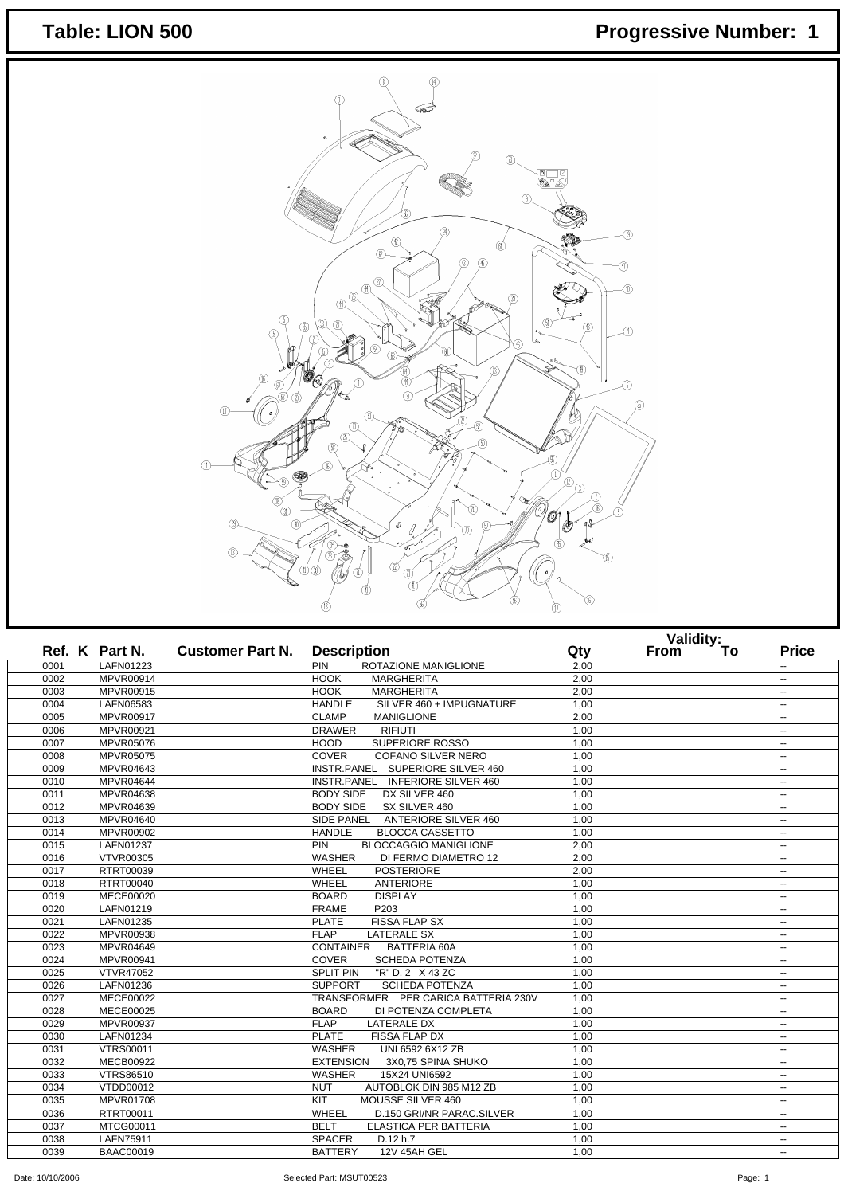# Table: LION 500

## Progressive Number: 1

| Ref. | K | Part N. | Customer Part N. | Description | Qty | Validity: From | To | Price |
|---|---|---|---|---|---|---|---|---|
| 0001 | | LAFN01223 | | PIN ROTAZIONE MANIGLIONE | 2,00 | | | -- |
| 0002 | | MPVR00914 | | HOOK MARGHERITA | 2,00 | | | -- |
| 0003 | | MPVR00915 | | HOOK MARGHERITA | 2,00 | | | -- |
| 0004 | | LAFN06583 | | HANDLE SILVER 460 + IMPUGNATURE | 1,00 | | | -- |
| 0005 | | MPVR00917 | | CLAMP MANIGLIONE | 2,00 | | | -- |
| 0006 | | MPVR00921 | | DRAWER RIFIUTI | 1,00 | | | -- |
| 0007 | | MPVR05076 | | HOOD SUPERIORE ROSSO | 1,00 | | | -- |
| 0008 | | MPVR05075 | | COVER COFANO SILVER NERO | 1,00 | | | -- |
| 0009 | | MPVR04643 | | INSTR.PANEL SUPERIORE SILVER 460 | 1,00 | | | -- |
| 0010 | | MPVR04644 | | INSTR.PANEL INFERIORE SILVER 460 | 1,00 | | | -- |
| 0011 | | MPVR04638 | | BODY SIDE DX SILVER 460 | 1,00 | | | -- |
| 0012 | | MPVR04639 | | BODY SIDE SX SILVER 460 | 1,00 | | | -- |
| 0013 | | MPVR04640 | | SIDE PANEL ANTERIORE SILVER 460 | 1,00 | | | -- |
| 0014 | | MPVR00902 | | HANDLE BLOCCA CASSETTO | 1,00 | | | -- |
| 0015 | | LAFN01237 | | PIN BLOCCAGGIO MANIGLIONE | 2,00 | | | -- |
| 0016 | | VTVR00305 | | WASHER DI FERMO DIAMETRO 12 | 2,00 | | | -- |
| 0017 | | RTRT00039 | | WHEEL POSTERIORE | 2,00 | | | -- |
| 0018 | | RTRT00040 | | WHEEL ANTERIORE | 1,00 | | | -- |
| 0019 | | MECE00020 | | BOARD DISPLAY | 1,00 | | | -- |
| 0020 | | LAFN01219 | | FRAME P203 | 1,00 | | | -- |
| 0021 | | LAFN01235 | | PLATE FISSA FLAP SX | 1,00 | | | -- |
| 0022 | | MPVR00938 | | FLAP LATERALE SX | 1,00 | | | -- |
| 0023 | | MPVR04649 | | CONTAINER BATTERIA 60A | 1,00 | | | -- |
| 0024 | | MPVR00941 | | COVER SCHEDA POTENZA | 1,00 | | | -- |
| 0025 | | VTVR47052 | | SPLIT PIN "R" D. 2 X 43 ZC | 1,00 | | | -- |
| 0026 | | LAFN01236 | | SUPPORT SCHEDA POTENZA | 1,00 | | | -- |
| 0027 | | MECE00022 | | TRANSFORMER PER CARICA BATTERIA 230V | 1,00 | | | -- |
| 0028 | | MECE00025 | | BOARD DI POTENZA COMPLETA | 1,00 | | | -- |
| 0029 | | MPVR00937 | | FLAP LATERALE DX | 1,00 | | | -- |
| 0030 | | LAFN01234 | | PLATE FISSA FLAP DX | 1,00 | | | -- |
| 0031 | | VTRS00011 | | WASHER UNI 6592 6X12 ZB | 1,00 | | | -- |
| 0032 | | MECB00922 | | EXTENSION 3X0,75 SPINA SHUKO | 1,00 | | | -- |
| 0033 | | VTRS86510 | | WASHER 15X24 UNI6592 | 1,00 | | | -- |
| 0034 | | VTDD00012 | | NUT AUTOBLOK DIN 985 M12 ZB | 1,00 | | | -- |
| 0035 | | MPVR01708 | | KIT MOUSSE SILVER 460 | 1,00 | | | -- |
| 0036 | | RTRT00011 | | WHEEL D.150 GRI/NR PARAC.SILVER | 1,00 | | | -- |
| 0037 | | MTCG00011 | | BELT ELASTICA PER BATTERIA | 1,00 | | | -- |
| 0038 | | LAFN75911 | | SPACER D.12 h.7 | 1,00 | | | -- |
| 0039 | | BAAC00019 | | BATTERY 12V 45AH GEL | 1,00 | | | -- |

Date: 10/10/2006 Selected Part: MSUT00523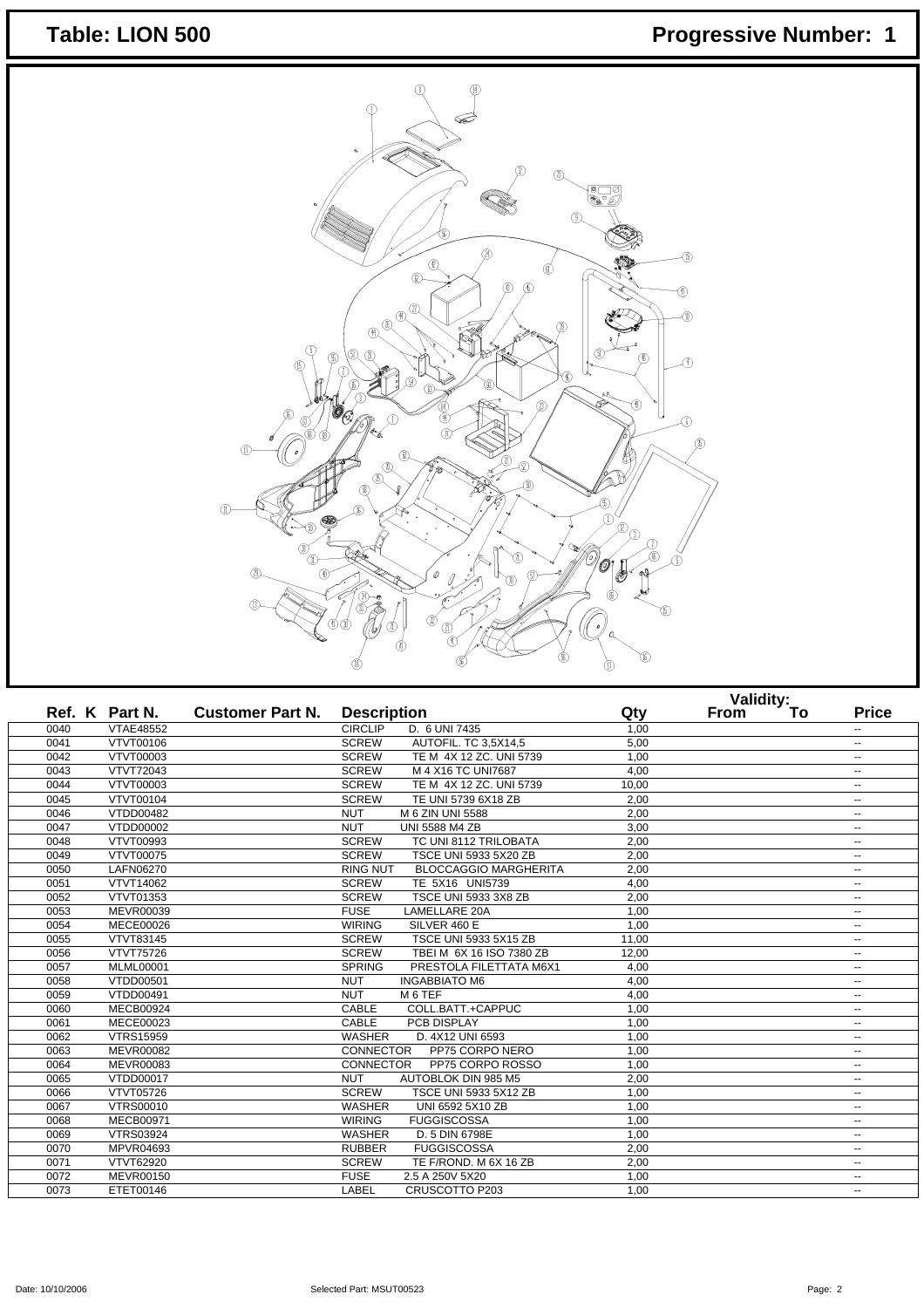# Table: LION 500

## Progressive Number: 1

| Ref. | K | Part N. | Customer Part N. | Description | Qty | Validity: From | To | Price |
|---|---|---|---|---|---|---|---|---|
| 0040 | | VTAE48552 | | CIRCLIP D. 6 UNI 7435 | 1,00 | | | -- |
| 0041 | | VTVT00106 | | SCREW AUTOFIL. TC 3,5X14,5 | 5,00 | | | -- |
| 0042 | | VTVT00003 | | SCREW TE M 4X 12 ZC. UNI 5739 | 1,00 | | | -- |
| 0043 | | VTVT72043 | | SCREW M 4 X16 TC UNI7687 | 4,00 | | | -- |
| 0044 | | VTVT00003 | | SCREW TE M 4X 12 ZC. UNI 5739 | 10,00 | | | -- |
| 0045 | | VTVT00104 | | SCREW TE UNI 5739 6X18 ZB | 2,00 | | | -- |
| 0046 | | VTDD00482 | | NUT M 6 ZIN UNI 5588 | 2,00 | | | -- |
| 0047 | | VTDD00002 | | NUT UNI 5588 M4 ZB | 3,00 | | | -- |
| 0048 | | VTVT00993 | | SCREW TC UNI 8112 TRILOBATA | 2,00 | | | -- |
| 0049 | | VTVT00075 | | SCREW TSCE UNI 5933 5X20 ZB | 2,00 | | | -- |
| 0050 | | LAFN06270 | | RING NUT BLOCCAGGIO MARGHERITA | 2,00 | | | -- |
| 0051 | | VTVT14062 | | SCREW TE 5X16 UNI5739 | 4,00 | | | -- |
| 0052 | | VTVT01353 | | SCREW TSCE UNI 5933 3X8 ZB | 2,00 | | | -- |
| 0053 | | MEVR00039 | | FUSE LAMELLARE 20A | 1,00 | | | -- |
| 0054 | | MECE00026 | | WIRING SILVER 460 E | 1,00 | | | -- |
| 0055 | | VTVT83145 | | SCREW TSCE UNI 5933 5X15 ZB | 11,00 | | | -- |
| 0056 | | VTVT75726 | | SCREW TBEI M 6X 16 ISO 7380 ZB | 12,00 | | | -- |
| 0057 | | MLML00001 | | SPRING PRESTOLA FILETTATA M6X1 | 4,00 | | | -- |
| 0058 | | VTDD00501 | | NUT INGABBIATO M6 | 4,00 | | | -- |
| 0059 | | VTDD00491 | | NUT M 6 TEF | 4,00 | | | -- |
| 0060 | | MECB00924 | | CABLE COLL.BATT.+CAPPUC | 1,00 | | | -- |
| 0061 | | MECE00023 | | CABLE PCB DISPLAY | 1,00 | | | -- |
| 0062 | | VTRS15959 | | WASHER D. 4X12 UNI 6593 | 1,00 | | | -- |
| 0063 | | MEVR00082 | | CONNECTOR PP75 CORPO NERO | 1,00 | | | -- |
| 0064 | | MEVR00083 | | CONNECTOR PP75 CORPO ROSSO | 1,00 | | | -- |
| 0065 | | VTDD00017 | | NUT AUTOBLOK DIN 985 M5 | 2,00 | | | -- |
| 0066 | | VTVT05726 | | SCREW TSCE UNI 5933 5X12 ZB | 1,00 | | | -- |
| 0067 | | VTRS00010 | | WASHER UNI 6592 5X10 ZB | 1,00 | | | -- |
| 0068 | | MECB00971 | | WIRING FUGGISCOSSA | 1,00 | | | -- |
| 0069 | | VTRS03924 | | WASHER D. 5 DIN 6798E | 1,00 | | | -- |
| 0070 | | MPVR04693 | | RUBBER FUGGISCOSSA | 2,00 | | | -- |
| 0071 | | VTVT62920 | | SCREW TE F/ROND. M 6X 16 ZB | 2,00 | | | -- |
| 0072 | | MEVR00150 | | FUSE 2.5 A 250V 5X20 | 1,00 | | | -- |
| 0073 | | ETET00146 | | LABEL CRUSCOTTO P203 | 1,00 | | | -- |

Date: 10/10/2006 Selected Part: MSUT00523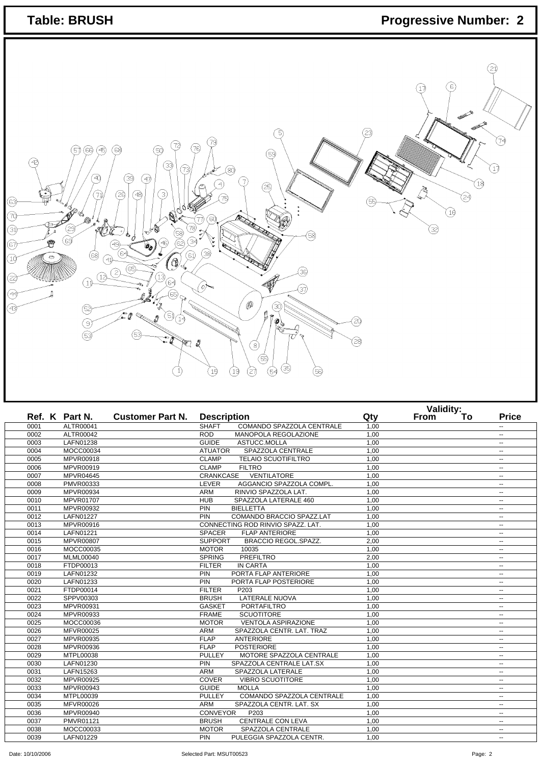# Table: BRUSH

**Progressive Number: 2**

| Ref. K | Part N. | Customer Part N. | Description | Qty | Validity: From | To | Price |
|---|---|---|---|---|---|---|---|
| 0001 | ALTR00041 | | SHAFT COMANDO SPAZZOLA CENTRALE | 1,00 | | | -- |
| 0002 | ALTR00042 | | ROD MANOPOLA REGOLAZIONE | 1,00 | | | -- |
| 0003 | LAFN01238 | | GUIDE ASTUCC.MOLLA | 1,00 | | | -- |
| 0004 | MOCC00034 | | ATUATOR SPAZZOLA CENTRALE | 1,00 | | | -- |
| 0005 | MPVR00918 | | CLAMP TELAIO SCUOTIFILTRO | 1,00 | | | -- |
| 0006 | MPVR00919 | | CLAMP FILTRO | 1,00 | | | -- |
| 0007 | MPVR04645 | | CRANKCASE VENTILATORE | 1,00 | | | -- |
| 0008 | PMVR00333 | | LEVER AGGANCIO SPAZZOLA COMPL. | 1,00 | | | -- |
| 0009 | MPVR00934 | | ARM RINVIO SPAZZOLA LAT. | 1,00 | | | -- |
| 0010 | MPVR01707 | | HUB SPAZZOLA LATERALE 460 | 1,00 | | | -- |
| 0011 | MPVR00932 | | PIN BIELLETTA | 1,00 | | | -- |
| 0012 | LAFN01227 | | PIN COMANDO BRACCIO SPAZZ.LAT | 1,00 | | | -- |
| 0013 | MPVR00916 | | CONNECTING ROD RINVIO SPAZZ. LAT. | 1,00 | | | -- |
| 0014 | LAFN01221 | | SPACER FLAP ANTERIORE | 1,00 | | | -- |
| 0015 | MPVR00807 | | SUPPORT BRACCIO REGOL.SPAZZ. | 2,00 | | | -- |
| 0016 | MOCC00035 | | MOTOR 10035 | 1,00 | | | -- |
| 0017 | MLML00040 | | SPRING PREFILTRO | 2,00 | | | -- |
| 0018 | FTDP00013 | | FILTER IN CARTA | 1,00 | | | -- |
| 0019 | LAFN01232 | | PIN PORTA FLAP ANTERIORE | 1,00 | | | -- |
| 0020 | LAFN01233 | | PIN PORTA FLAP POSTERIORE | 1,00 | | | -- |
| 0021 | FTDP00014 | | FILTER P203 | 1,00 | | | -- |
| 0022 | SPPV00303 | | BRUSH LATERALE NUOVA | 1,00 | | | -- |
| 0023 | MPVR00931 | | GASKET PORTAFILTRO | 1,00 | | | -- |
| 0024 | MPVR00933 | | FRAME SCUOTITORE | 1,00 | | | -- |
| 0025 | MOCC00036 | | MOTOR VENTOLA ASPIRAZIONE | 1,00 | | | -- |
| 0026 | MFVR00025 | | ARM SPAZZOLA CENTR. LAT. TRAZ | 1,00 | | | -- |
| 0027 | MPVR00935 | | FLAP ANTERIORE | 1,00 | | | -- |
| 0028 | MPVR00936 | | FLAP POSTERIORE | 1,00 | | | -- |
| 0029 | MTPL00038 | | PULLEY MOTORE SPAZZOLA CENTRALE | 1,00 | | | -- |
| 0030 | LAFN01230 | | PIN SPAZZOLA CENTRALE LAT.SX | 1,00 | | | -- |
| 0031 | LAFN15263 | | ARM SPAZZOLA LATERALE | 1,00 | | | -- |
| 0032 | MPVR00925 | | COVER VIBRO SCUOTITORE | 1,00 | | | -- |
| 0033 | MPVR00943 | | GUIDE MOLLA | 1,00 | | | -- |
| 0034 | MTPL00039 | | PULLEY COMANDO SPAZZOLA CENTRALE | 1,00 | | | -- |
| 0035 | MFVR00026 | | ARM SPAZZOLA CENTR. LAT. SX | 1,00 | | | -- |
| 0036 | MPVR00940 | | CONVEYOR P203 | 1,00 | | | -- |
| 0037 | PMVR01121 | | BRUSH CENTRALE CON LEVA | 1,00 | | | -- |
| 0038 | MOCC00033 | | MOTOR SPAZZOLA CENTRALE | 1,00 | | | -- |
| 0039 | LAFN01229 | | PIN PULEGGIA SPAZZOLA CENTR. | 1,00 | | | -- |

Date: 10/10/2006 Selected Part: MSUT00523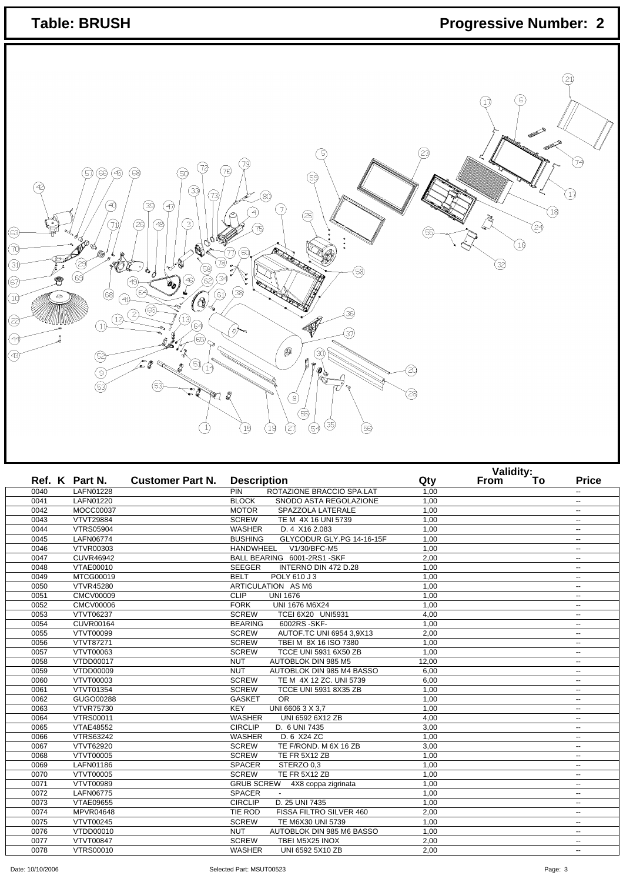**Table: BRUSH** **Progressive Number: 2**

| Ref. K | Part N. | Customer Part N. | Description | Qty | Validity: From | To | Price |
|---|---|---|---|---|---|---|---|
| 0040 | LAFN01228 | | PIN ROTAZIONE BRACCIO SPA.LAT | 1,00 | | | -- |
| 0041 | LAFN01220 | | BLOCK SNODO ASTA REGOLAZIONE | 1,00 | | | -- |
| 0042 | MOCC00037 | | MOTOR SPAZZOLA LATERALE | 1,00 | | | -- |
| 0043 | VTVT29884 | | SCREW TE M 4X 16 UNI 5739 | 1,00 | | | -- |
| 0044 | VTRS05904 | | WASHER D. 4 X16 2.083 | 1,00 | | | -- |
| 0045 | LAFN06774 | | BUSHING GLYCODUR GLY.PG 14-16-15F | 1,00 | | | -- |
| 0046 | VTVR00303 | | HANDWHEEL V1/30/BFC-M5 | 1,00 | | | -- |
| 0047 | CUVR46942 | | BALL BEARING 6001-2RS1 -SKF | 2,00 | | | -- |
| 0048 | VTAE00010 | | SEEGER INTERNO DIN 472 D.28 | 1,00 | | | -- |
| 0049 | MTCG00019 | | BELT POLY 610 J 3 | 1,00 | | | -- |
| 0050 | VTVR45280 | | ARTICULATION AS M6 | 1,00 | | | -- |
| 0051 | CMCV00009 | | CLIP UNI 1676 | 1,00 | | | -- |
| 0052 | CMCV00006 | | FORK UNI 1676 M6X24 | 1,00 | | | -- |
| 0053 | VTVT06237 | | SCREW TCEI 6X20 UNI5931 | 4,00 | | | -- |
| 0054 | CUVR00164 | | BEARING 6002RS -SKF- | 1,00 | | | -- |
| 0055 | VTVT00099 | | SCREW AUTOF.TC UNI 6954 3,9X13 | 2,00 | | | -- |
| 0056 | VTVT87271 | | SCREW TBEI M 8X 16 ISO 7380 | 1,00 | | | -- |
| 0057 | VTVT00063 | | SCREW TCCE UNI 5931 6X50 ZB | 1,00 | | | -- |
| 0058 | VTDD00017 | | NUT AUTOBLOK DIN 985 M5 | 12,00 | | | -- |
| 0059 | VTDD00009 | | NUT AUTOBLOK DIN 985 M4 BASSO | 6,00 | | | -- |
| 0060 | VTVT00003 | | SCREW TE M 4X 12 ZC. UNI 5739 | 6,00 | | | -- |
| 0061 | VTVT01354 | | SCREW TCCE UNI 5931 8X35 ZB | 1,00 | | | -- |
| 0062 | GUGO00288 | | GASKET OR | 1,00 | | | -- |
| 0063 | VTVR75730 | | KEY UNI 6606 3 X 3,7 | 1,00 | | | -- |
| 0064 | VTRS00011 | | WASHER UNI 6592 6X12 ZB | 4,00 | | | -- |
| 0065 | VTAE48552 | | CIRCLIP D. 6 UNI 7435 | 3,00 | | | -- |
| 0066 | VTRS63242 | | WASHER D. 6 X24 ZC | 1,00 | | | -- |
| 0067 | VTVT62920 | | SCREW TE F/ROND. M 6X 16 ZB | 3,00 | | | -- |
| 0068 | VTVT00005 | | SCREW TE FR 5X12 ZB | 1,00 | | | -- |
| 0069 | LAFN01186 | | SPACER STERZO 0,3 | 1,00 | | | -- |
| 0070 | VTVT00005 | | SCREW TE FR 5X12 ZB | 1,00 | | | -- |
| 0071 | VTVT00989 | | GRUB SCREW 4X8 coppa zigrinata | 1,00 | | | -- |
| 0072 | LAFN06775 | | SPACER - | 1,00 | | | -- |
| 0073 | VTAE09655 | | CIRCLIP D. 25 UNI 7435 | 1,00 | | | -- |
| 0074 | MPVR04648 | | TIE ROD FISSA FILTRO SILVER 460 | 2,00 | | | -- |
| 0075 | VTVT00245 | | SCREW TE M6X30 UNI 5739 | 1,00 | | | -- |
| 0076 | VTDD00010 | | NUT AUTOBLOK DIN 985 M6 BASSO | 1,00 | | | -- |
| 0077 | VTVT00847 | | SCREW TBEI M5X25 INOX | 2,00 | | | -- |
| 0078 | VTRS00010 | | WASHER UNI 6592 5X10 ZB | 2,00 | | | -- |

Date: 10/10/2006 Selected Part: MSUT00523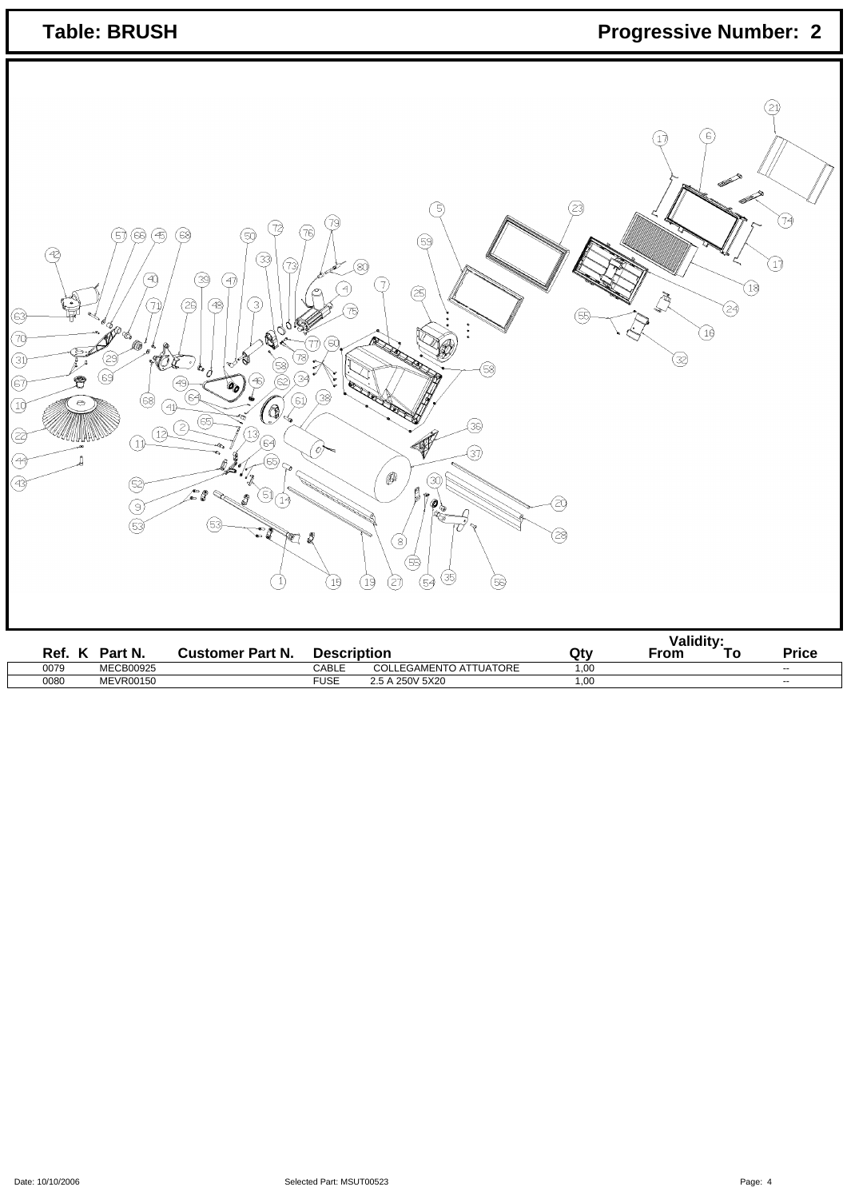# Table: BRUSH

**Progressive Number: 2**

| Ref. | K | Part N. | Customer Part N. | Description | | Qty | Validity: From | To | Price |
|---|---|---|---|---|---|---|---|---|---|
| 0079 | | MECB00925 | | CABLE | COLLEGAMENTO ATTUATORE | 1,00 | | | -- |
| 0080 | | MEVR00150 | | FUSE | 2.5 A 250V 5X20 | 1,00 | | | -- |

Date: 10/10/2006 Selected Part: MSUT00523 Page: 4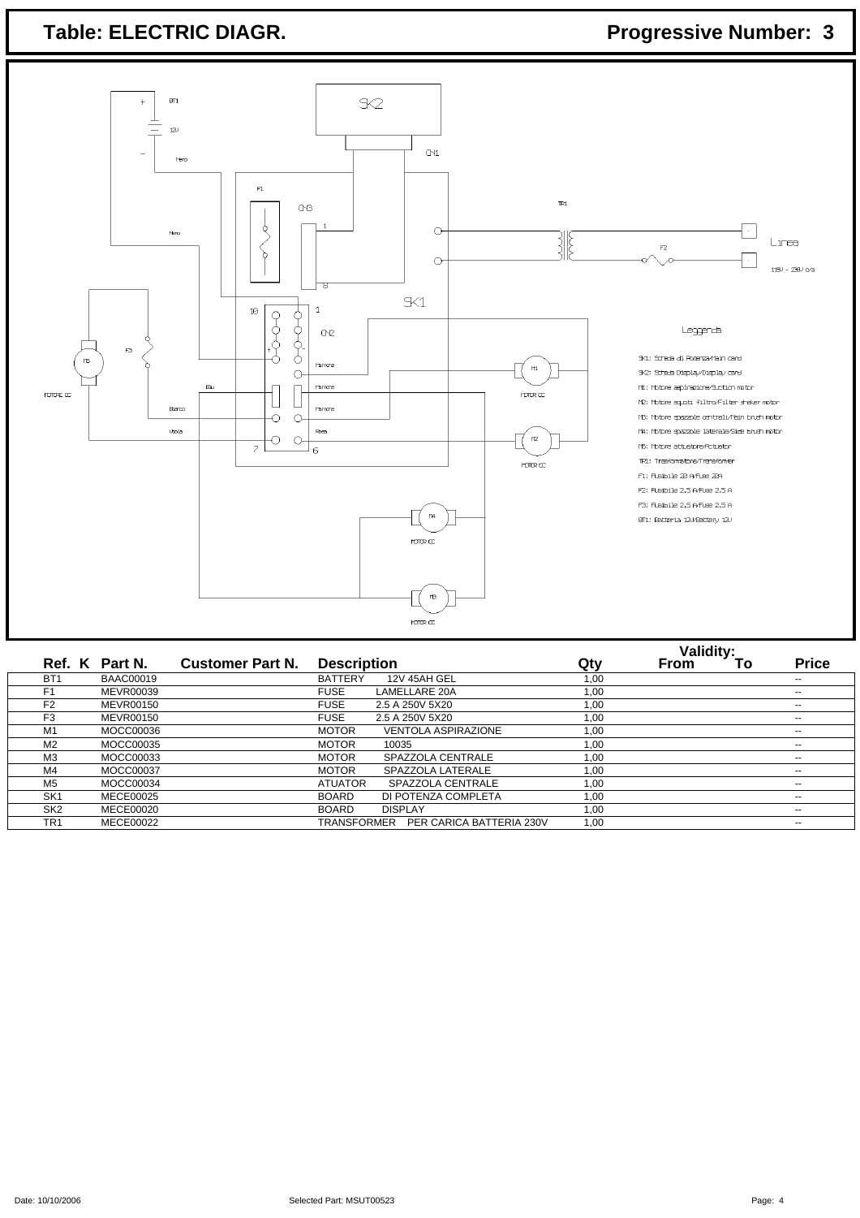# Table: ELECTRIC DIAGR.

# Progressive Number: 3

SK2

CN1

CN3

F1

TR1

Linea

115V - 230V c/a

F2

SK1

CN2

Legenda

SK1: Scheda di Potenza/Main card

SK2: Scheda Display/Display card

M1: Motore aspirazione/Suction motor

M2: Motore scuoti filtro/Filter shaker motor

M3: Motore spazzole centrali/Main brush motor

M4: Motore spazzola laterale/Side brush motor

M5: Motore attuatore/Actuator

TR1: Trasformatore/Transformer

F1: Fusibile 20 A/Fuse 20A

F2: Fusibile 2,5 A/Fuse 2,5 A

F3: Fusibile 2,5 A/Fuse 2,5 A

BT1: Batteria 12V/Battery 12V

BT1

12V

Nero

Marrone

Blu

Bianco

Viola

Rosa

MOTORE CC

MOTOR CC

| Ref. K | Part N. | Customer Part N. | Description | Qty | Validity: From | To | Price |
|---|---|---|---|---|---|---|---|
| BT1 | BAAC00019 | | BATTERY 12V 45AH GEL | 1,00 | | | -- |
| F1 | MEVR00039 | | FUSE LAMELLARE 20A | 1,00 | | | -- |
| F2 | MEVR00150 | | FUSE 2.5 A 250V 5X20 | 1,00 | | | -- |
| F3 | MEVR00150 | | FUSE 2.5 A 250V 5X20 | 1,00 | | | -- |
| M1 | MOCC00036 | | MOTOR VENTOLA ASPIRAZIONE | 1,00 | | | -- |
| M2 | MOCC00035 | | MOTOR 10035 | 1,00 | | | -- |
| M3 | MOCC00033 | | MOTOR SPAZZOLA CENTRALE | 1,00 | | | -- |
| M4 | MOCC00037 | | MOTOR SPAZZOLA LATERALE | 1,00 | | | -- |
| M5 | MOCC00034 | | ATUATOR SPAZZOLA CENTRALE | 1,00 | | | -- |
| SK1 | MECE00025 | | BOARD DI POTENZA COMPLETA | 1,00 | | | -- |
| SK2 | MECE00020 | | BOARD DISPLAY | 1,00 | | | -- |
| TR1 | MECE00022 | | TRANSFORMER PER CARICA BATTERIA 230V | 1,00 | | | -- |

Date: 10/10/2006 Selected Part: MSUT00523